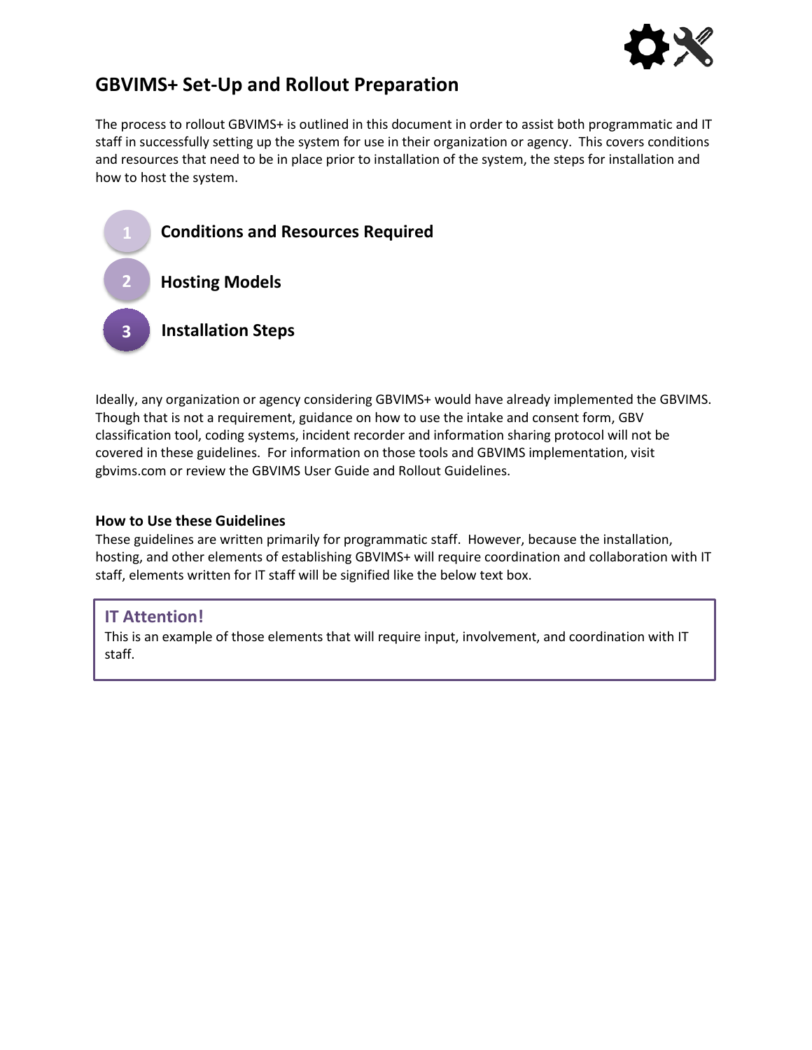# GBVIMS+ Set-Up and Rollout Preparation

The process to rollout GBVIMS+ is outlined in this document in order to assist both programmatic and IT staff in successfully setting up the system for use in their organization or agency. This covers conditions and resources that need to be in place prior to installation of the system, the steps for installation and how to host the system.

1. **Conditions and Resources Required**
2. **Hosting Models**
3. **Installation Steps**

Ideally, any organization or agency considering GBVIMS+ would have already implemented the GBVIMS. Though that is not a requirement, guidance on how to use the intake and consent form, GBV classification tool, coding systems, incident recorder and information sharing protocol will not be covered in these guidelines. For information on those tools and GBVIMS implementation, visit gbvims.com or review the GBVIMS User Guide and Rollout Guidelines.

### How to Use these Guidelines

These guidelines are written primarily for programmatic staff. However, because the installation, hosting, and other elements of establishing GBVIMS+ will require coordination and collaboration with IT staff, elements written for IT staff will be signified like the below text box.

> **IT Attention!**
> This is an example of those elements that will require input, involvement, and coordination with IT staff.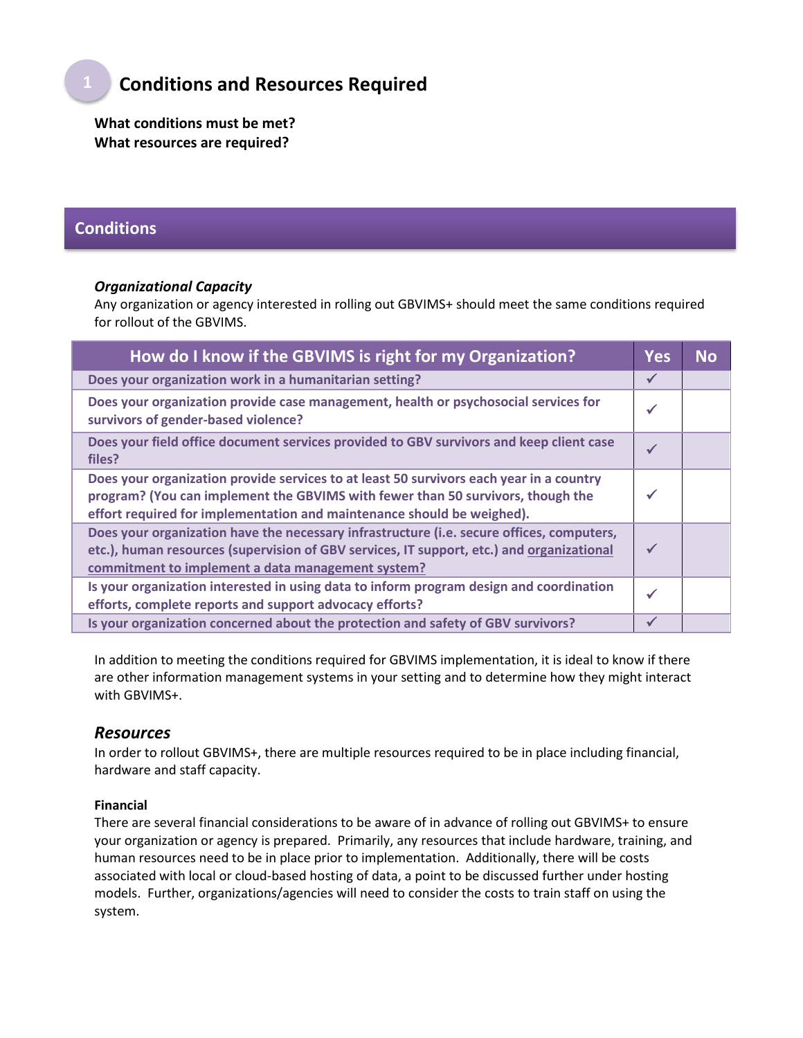# 1 Conditions and Resources Required

**What conditions must be met?**
**What resources are required?**

## Conditions

***Organizational Capacity***

Any organization or agency interested in rolling out GBVIMS+ should meet the same conditions required for rollout of the GBVIMS.

| How do I know if the GBVIMS is right for my Organization? | Yes | No |
|---|---|---|
| Does your organization work in a humanitarian setting? | ✓ | |
| Does your organization provide case management, health or psychosocial services for survivors of gender-based violence? | ✓ | |
| Does your field office document services provided to GBV survivors and keep client case files? | ✓ | |
| Does your organization provide services to at least 50 survivors each year in a country program? (You can implement the GBVIMS with fewer than 50 survivors, though the effort required for implementation and maintenance should be weighed). | ✓ | |
| Does your organization have the necessary infrastructure (i.e. secure offices, computers, etc.), human resources (supervision of GBV services, IT support, etc.) and organizational commitment to implement a data management system? | ✓ | |
| Is your organization interested in using data to inform program design and coordination efforts, complete reports and support advocacy efforts? | ✓ | |
| Is your organization concerned about the protection and safety of GBV survivors? | ✓ | |

In addition to meeting the conditions required for GBVIMS implementation, it is ideal to know if there are other information management systems in your setting and to determine how they might interact with GBVIMS+.

### *Resources*

In order to rollout GBVIMS+, there are multiple resources required to be in place including financial, hardware and staff capacity.

**Financial**

There are several financial considerations to be aware of in advance of rolling out GBVIMS+ to ensure your organization or agency is prepared. Primarily, any resources that include hardware, training, and human resources need to be in place prior to implementation. Additionally, there will be costs associated with local or cloud-based hosting of data, a point to be discussed further under hosting models. Further, organizations/agencies will need to consider the costs to train staff on using the system.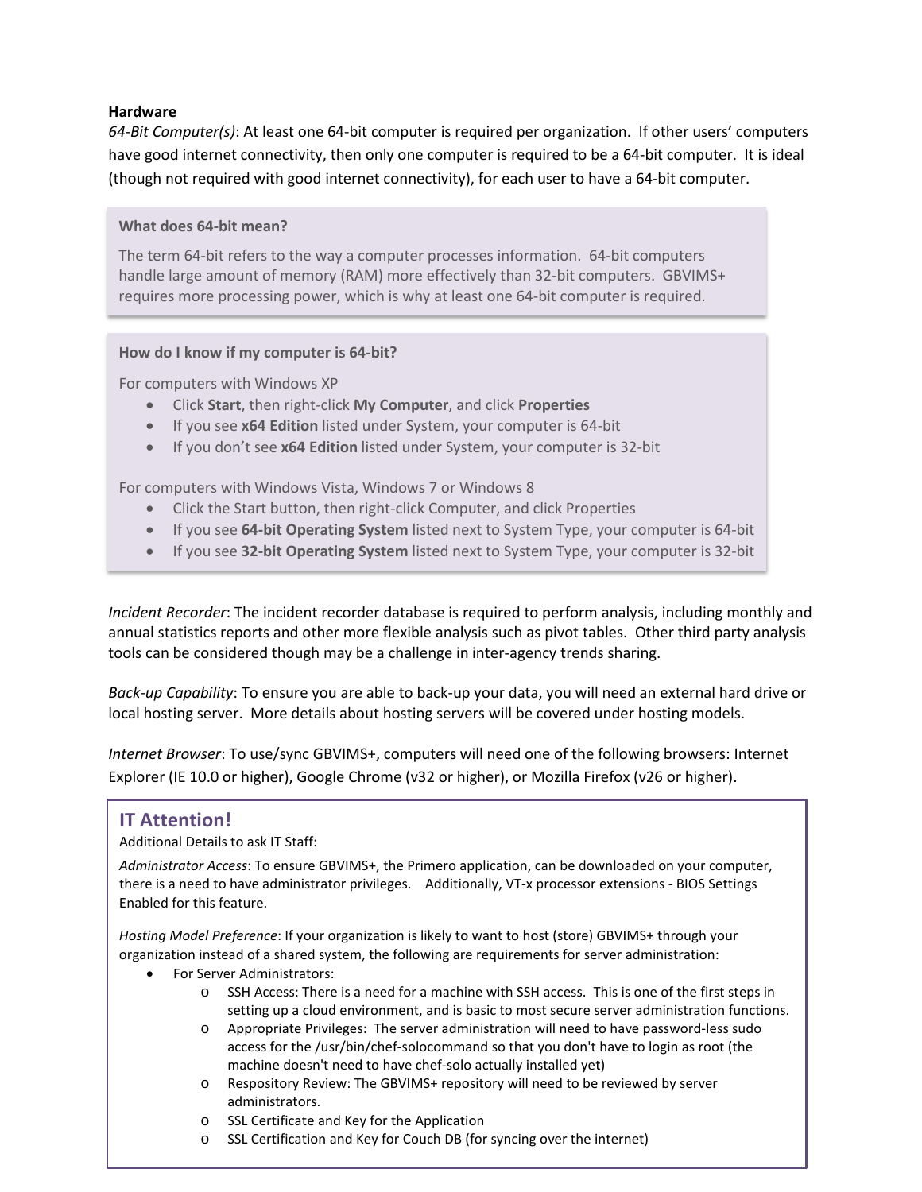**Hardware**

*64-Bit Computer(s)*: At least one 64-bit computer is required per organization. If other users' computers have good internet connectivity, then only one computer is required to be a 64-bit computer. It is ideal (though not required with good internet connectivity), for each user to have a 64-bit computer.

**What does 64-bit mean?**

The term 64-bit refers to the way a computer processes information. 64-bit computers handle large amount of memory (RAM) more effectively than 32-bit computers. GBVIMS+ requires more processing power, which is why at least one 64-bit computer is required.

**How do I know if my computer is 64-bit?**

For computers with Windows XP

- Click **Start**, then right-click **My Computer**, and click **Properties**
- If you see **x64 Edition** listed under System, your computer is 64-bit
- If you don't see **x64 Edition** listed under System, your computer is 32-bit

For computers with Windows Vista, Windows 7 or Windows 8

- Click the Start button, then right-click Computer, and click Properties
- If you see **64-bit Operating System** listed next to System Type, your computer is 64-bit
- If you see **32-bit Operating System** listed next to System Type, your computer is 32-bit

*Incident Recorder*: The incident recorder database is required to perform analysis, including monthly and annual statistics reports and other more flexible analysis such as pivot tables. Other third party analysis tools can be considered though may be a challenge in inter-agency trends sharing.

*Back-up Capability*: To ensure you are able to back-up your data, you will need an external hard drive or local hosting server. More details about hosting servers will be covered under hosting models.

*Internet Browser*: To use/sync GBVIMS+, computers will need one of the following browsers: Internet Explorer (IE 10.0 or higher), Google Chrome (v32 or higher), or Mozilla Firefox (v26 or higher).

## IT Attention!

Additional Details to ask IT Staff:

*Administrator Access*: To ensure GBVIMS+, the Primero application, can be downloaded on your computer, there is a need to have administrator privileges. Additionally, VT-x processor extensions - BIOS Settings Enabled for this feature.

*Hosting Model Preference*: If your organization is likely to want to host (store) GBVIMS+ through your organization instead of a shared system, the following are requirements for server administration:

- For Server Administrators:
  - SSH Access: There is a need for a machine with SSH access. This is one of the first steps in setting up a cloud environment, and is basic to most secure server administration functions.
  - Appropriate Privileges: The server administration will need to have password-less sudo access for the /usr/bin/chef-solocommand so that you don't have to login as root (the machine doesn't need to have chef-solo actually installed yet)
  - Respository Review: The GBVIMS+ repository will need to be reviewed by server administrators.
  - SSL Certificate and Key for the Application
  - SSL Certification and Key for Couch DB (for syncing over the internet)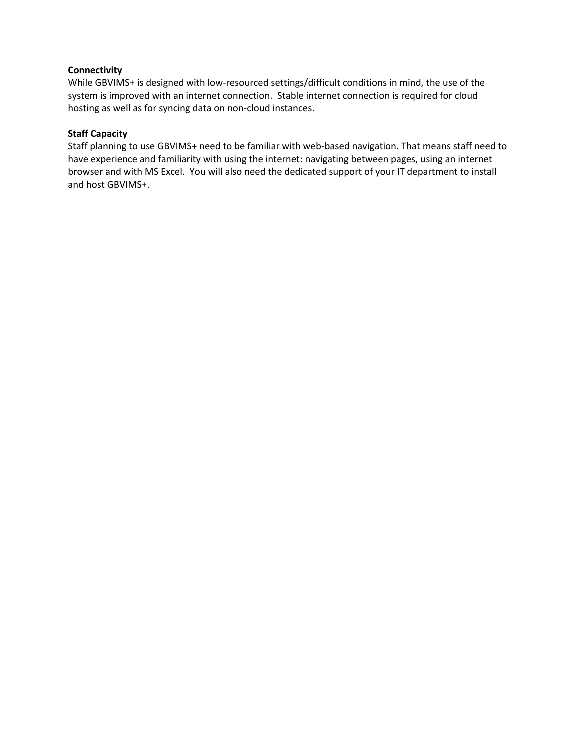**Connectivity**

While GBVIMS+ is designed with low-resourced settings/difficult conditions in mind, the use of the system is improved with an internet connection. Stable internet connection is required for cloud hosting as well as for syncing data on non-cloud instances.

**Staff Capacity**

Staff planning to use GBVIMS+ need to be familiar with web-based navigation. That means staff need to have experience and familiarity with using the internet: navigating between pages, using an internet browser and with MS Excel. You will also need the dedicated support of your IT department to install and host GBVIMS+.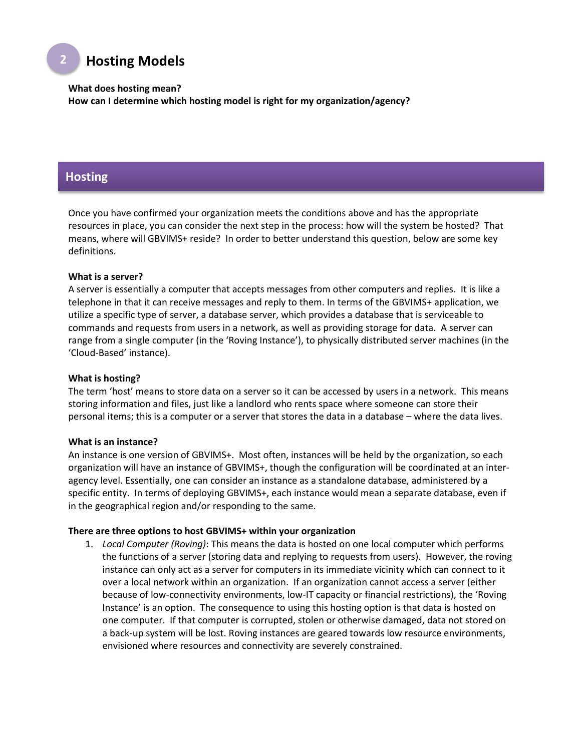# 2 Hosting Models

**What does hosting mean?**
**How can I determine which hosting model is right for my organization/agency?**

## Hosting

Once you have confirmed your organization meets the conditions above and has the appropriate resources in place, you can consider the next step in the process: how will the system be hosted? That means, where will GBVIMS+ reside? In order to better understand this question, below are some key definitions.

**What is a server?**
A server is essentially a computer that accepts messages from other computers and replies. It is like a telephone in that it can receive messages and reply to them. In terms of the GBVIMS+ application, we utilize a specific type of server, a database server, which provides a database that is serviceable to commands and requests from users in a network, as well as providing storage for data. A server can range from a single computer (in the 'Roving Instance'), to physically distributed server machines (in the 'Cloud-Based' instance).

**What is hosting?**
The term 'host' means to store data on a server so it can be accessed by users in a network. This means storing information and files, just like a landlord who rents space where someone can store their personal items; this is a computer or a server that stores the data in a database – where the data lives.

**What is an instance?**
An instance is one version of GBVIMS+. Most often, instances will be held by the organization, so each organization will have an instance of GBVIMS+, though the configuration will be coordinated at an inter-agency level. Essentially, one can consider an instance as a standalone database, administered by a specific entity. In terms of deploying GBVIMS+, each instance would mean a separate database, even if in the geographical region and/or responding to the same.

**There are three options to host GBVIMS+ within your organization**

1. *Local Computer (Roving)*: This means the data is hosted on one local computer which performs the functions of a server (storing data and replying to requests from users). However, the roving instance can only act as a server for computers in its immediate vicinity which can connect to it over a local network within an organization. If an organization cannot access a server (either because of low-connectivity environments, low-IT capacity or financial restrictions), the 'Roving Instance' is an option. The consequence to using this hosting option is that data is hosted on one computer. If that computer is corrupted, stolen or otherwise damaged, data not stored on a back-up system will be lost. Roving instances are geared towards low resource environments, envisioned where resources and connectivity are severely constrained.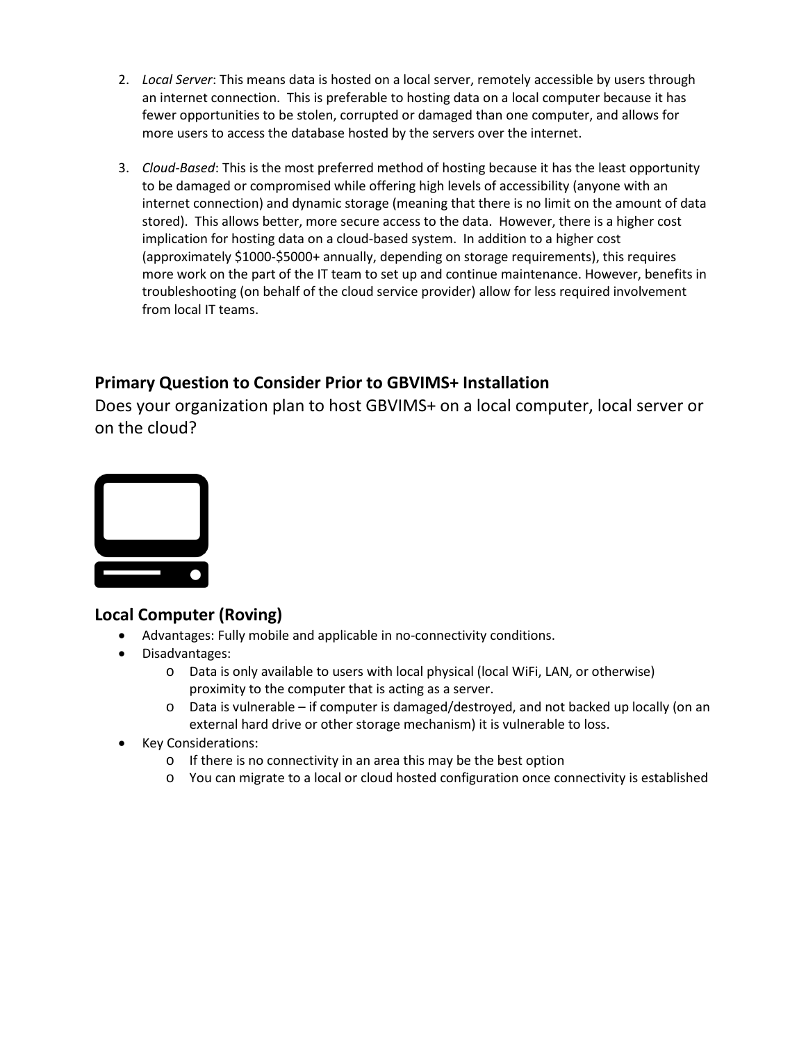2. *Local Server*: This means data is hosted on a local server, remotely accessible by users through an internet connection. This is preferable to hosting data on a local computer because it has fewer opportunities to be stolen, corrupted or damaged than one computer, and allows for more users to access the database hosted by the servers over the internet.

3. *Cloud-Based*: This is the most preferred method of hosting because it has the least opportunity to be damaged or compromised while offering high levels of accessibility (anyone with an internet connection) and dynamic storage (meaning that there is no limit on the amount of data stored). This allows better, more secure access to the data. However, there is a higher cost implication for hosting data on a cloud-based system. In addition to a higher cost (approximately $1000-$5000+ annually, depending on storage requirements), this requires more work on the part of the IT team to set up and continue maintenance. However, benefits in troubleshooting (on behalf of the cloud service provider) allow for less required involvement from local IT teams.

## Primary Question to Consider Prior to GBVIMS+ Installation

Does your organization plan to host GBVIMS+ on a local computer, local server or on the cloud?

## Local Computer (Roving)

- Advantages: Fully mobile and applicable in no-connectivity conditions.
- Disadvantages:
  - Data is only available to users with local physical (local WiFi, LAN, or otherwise) proximity to the computer that is acting as a server.
  - Data is vulnerable – if computer is damaged/destroyed, and not backed up locally (on an external hard drive or other storage mechanism) it is vulnerable to loss.
- Key Considerations:
  - If there is no connectivity in an area this may be the best option
  - You can migrate to a local or cloud hosted configuration once connectivity is established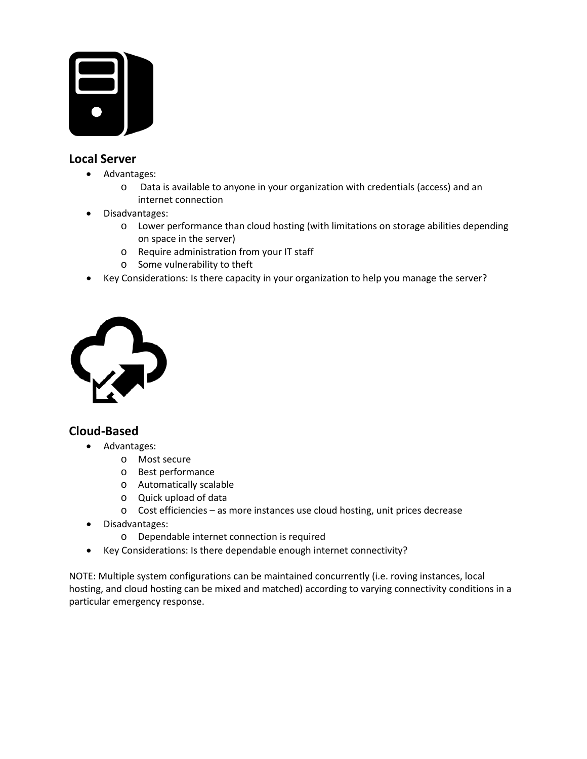## Local Server

- Advantages:
    - Data is available to anyone in your organization with credentials (access) and an internet connection
- Disadvantages:
    - Lower performance than cloud hosting (with limitations on storage abilities depending on space in the server)
    - Require administration from your IT staff
    - Some vulnerability to theft
- Key Considerations: Is there capacity in your organization to help you manage the server?

## Cloud-Based

- Advantages:
    - Most secure
    - Best performance
    - Automatically scalable
    - Quick upload of data
    - Cost efficiencies – as more instances use cloud hosting, unit prices decrease
- Disadvantages:
    - Dependable internet connection is required
- Key Considerations: Is there dependable enough internet connectivity?

NOTE: Multiple system configurations can be maintained concurrently (i.e. roving instances, local hosting, and cloud hosting can be mixed and matched) according to varying connectivity conditions in a particular emergency response.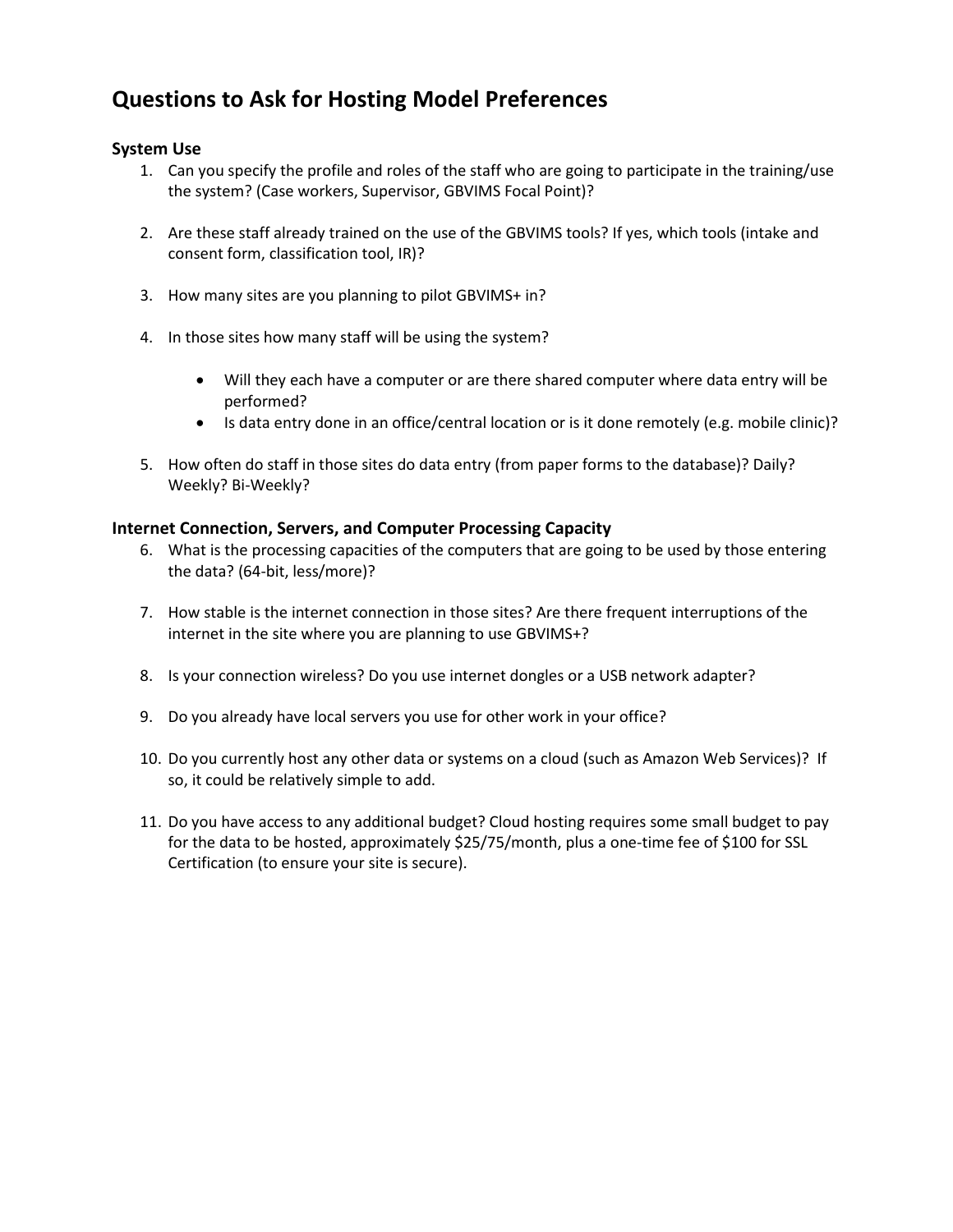## Questions to Ask for Hosting Model Preferences

### System Use

1. Can you specify the profile and roles of the staff who are going to participate in the training/use the system? (Case workers, Supervisor, GBVIMS Focal Point)?

2. Are these staff already trained on the use of the GBVIMS tools? If yes, which tools (intake and consent form, classification tool, IR)?

3. How many sites are you planning to pilot GBVIMS+ in?

4. In those sites how many staff will be using the system?

   - Will they each have a computer or are there shared computer where data entry will be performed?
   - Is data entry done in an office/central location or is it done remotely (e.g. mobile clinic)?

5. How often do staff in those sites do data entry (from paper forms to the database)? Daily? Weekly? Bi-Weekly?

### Internet Connection, Servers, and Computer Processing Capacity

6. What is the processing capacities of the computers that are going to be used by those entering the data? (64-bit, less/more)?

7. How stable is the internet connection in those sites? Are there frequent interruptions of the internet in the site where you are planning to use GBVIMS+?

8. Is your connection wireless? Do you use internet dongles or a USB network adapter?

9. Do you already have local servers you use for other work in your office?

10. Do you currently host any other data or systems on a cloud (such as Amazon Web Services)? If so, it could be relatively simple to add.

11. Do you have access to any additional budget? Cloud hosting requires some small budget to pay for the data to be hosted, approximately $25/75/month, plus a one-time fee of $100 for SSL Certification (to ensure your site is secure).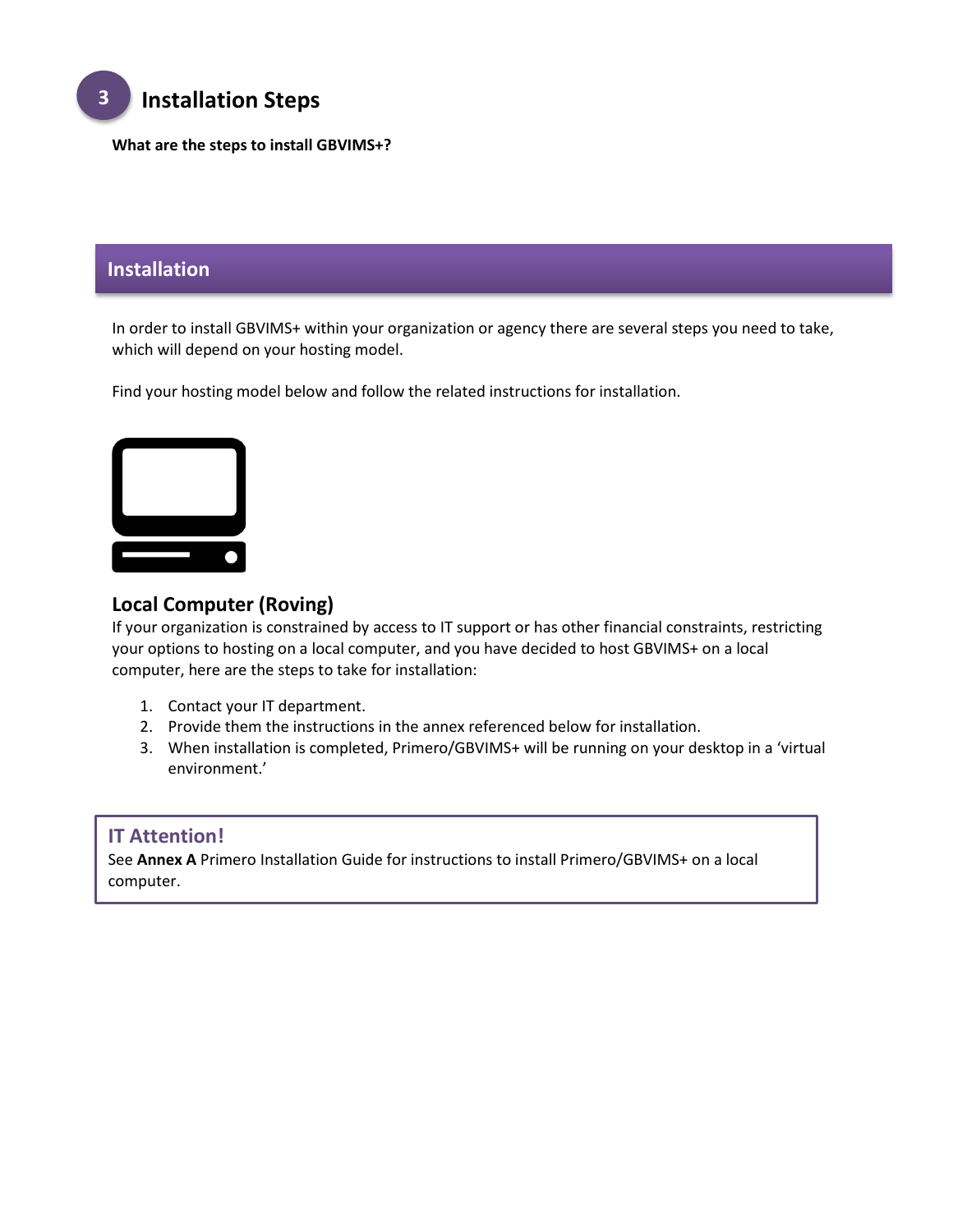# 3 Installation Steps

**What are the steps to install GBVIMS+?**

## Installation

In order to install GBVIMS+ within your organization or agency there are several steps you need to take, which will depend on your hosting model.

Find your hosting model below and follow the related instructions for installation.

### Local Computer (Roving)

If your organization is constrained by access to IT support or has other financial constraints, restricting your options to hosting on a local computer, and you have decided to host GBVIMS+ on a local computer, here are the steps to take for installation:

1. Contact your IT department.
2. Provide them the instructions in the annex referenced below for installation.
3. When installation is completed, Primero/GBVIMS+ will be running on your desktop in a 'virtual environment.'

> **IT Attention!**
> See **Annex A** Primero Installation Guide for instructions to install Primero/GBVIMS+ on a local computer.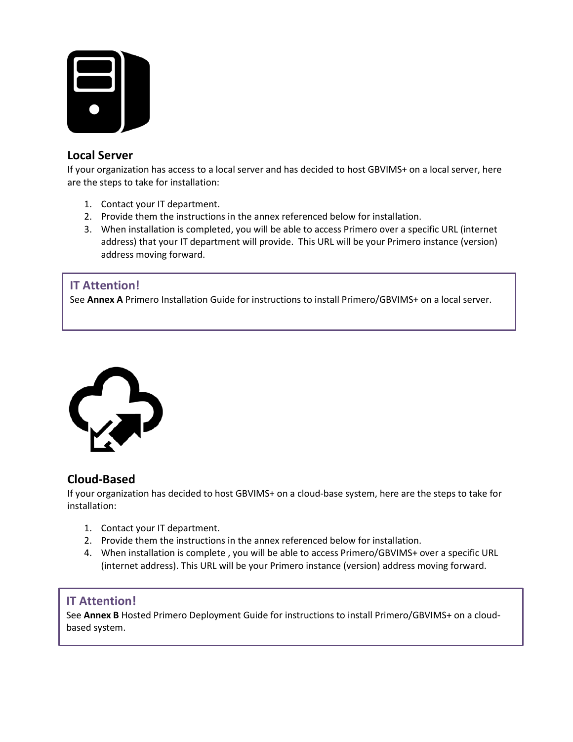## Local Server

If your organization has access to a local server and has decided to host GBVIMS+ on a local server, here are the steps to take for installation:

1. Contact your IT department.
2. Provide them the instructions in the annex referenced below for installation.
3. When installation is completed, you will be able to access Primero over a specific URL (internet address) that your IT department will provide. This URL will be your Primero instance (version) address moving forward.

> **IT Attention!**
>
> See **Annex A** Primero Installation Guide for instructions to install Primero/GBVIMS+ on a local server.

## Cloud-Based

If your organization has decided to host GBVIMS+ on a cloud-base system, here are the steps to take for installation:

1. Contact your IT department.
2. Provide them the instructions in the annex referenced below for installation.
4. When installation is complete , you will be able to access Primero/GBVIMS+ over a specific URL (internet address). This URL will be your Primero instance (version) address moving forward.

> **IT Attention!**
>
> See **Annex B** Hosted Primero Deployment Guide for instructions to install Primero/GBVIMS+ on a cloud-based system.